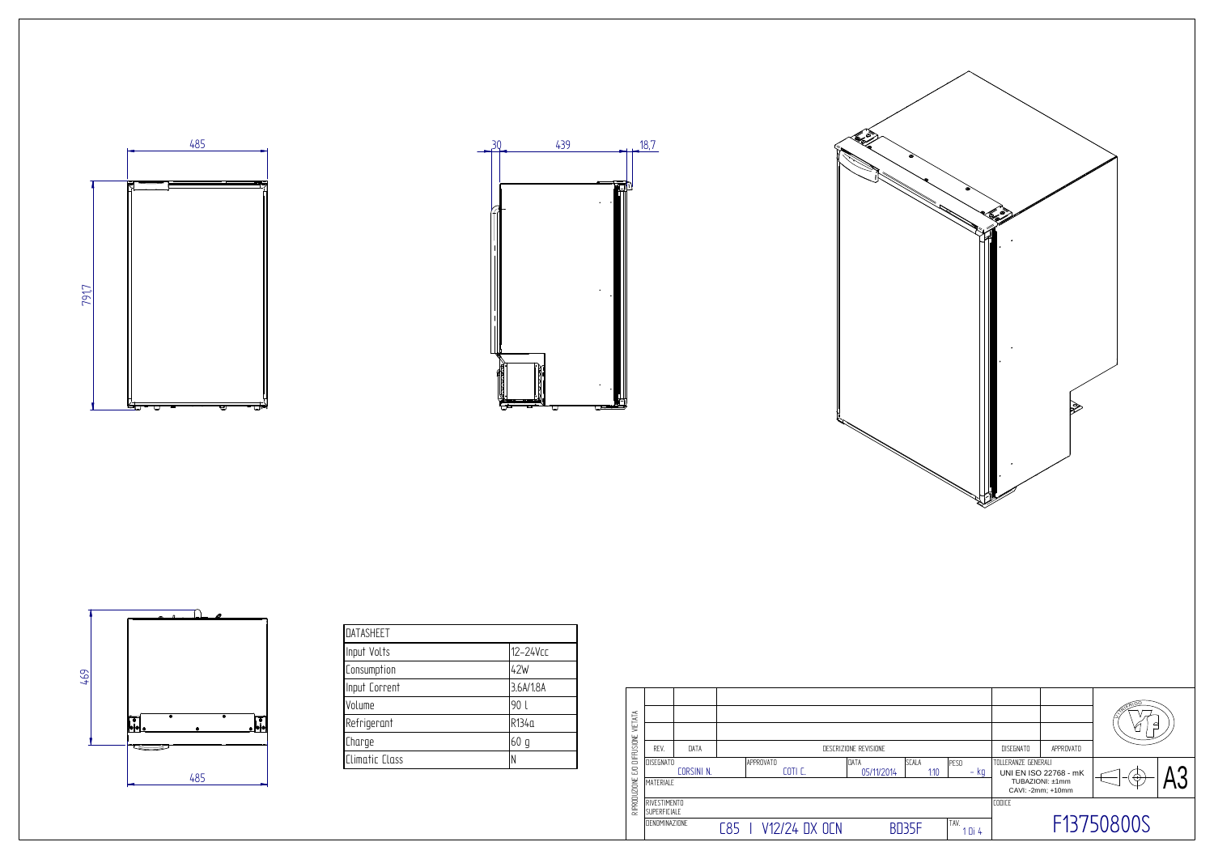485

791,7

30

439

18,7

469

485

| DATASHEET | |
|---|---|
| Input Volts | 12-24Vcc |
| Consumption | 42W |
| Input Corrent | 3.6A/1.8A |
| Volume | 90 l |
| Refrigerant | R134a |
| Charge | 60 g |
| Climatic Class | N |

| REV. | DATA | DESCRIZIONE REVISIONE | DISEGNATO | APPROVATO |
|---|---|---|---|---|
| | | | | |
| | | | | |
| | | | | |

| DISEGNATO | APPROVATO | DATA | SCALA | PESO | TOLLERANZE GENERALI |
|---|---|---|---|---|---|
| CORSINI N. | COTI C. | 05/11/2014 | 1:10 | - kg | UNI EN ISO 22768 - mK TUBAZIONI: ±1mm CAVI: -2mm; +10mm |

MATERIALE

RIVESTIMENTO SUPERFICIALE

CODICE

DENOMINAZIONE: C85 I V12/24 DX OCN BD35F

TAV. 1 Di 4

F13750800S

A3

RIPRODUZIONE E/O DIFFUSIONE VIETATA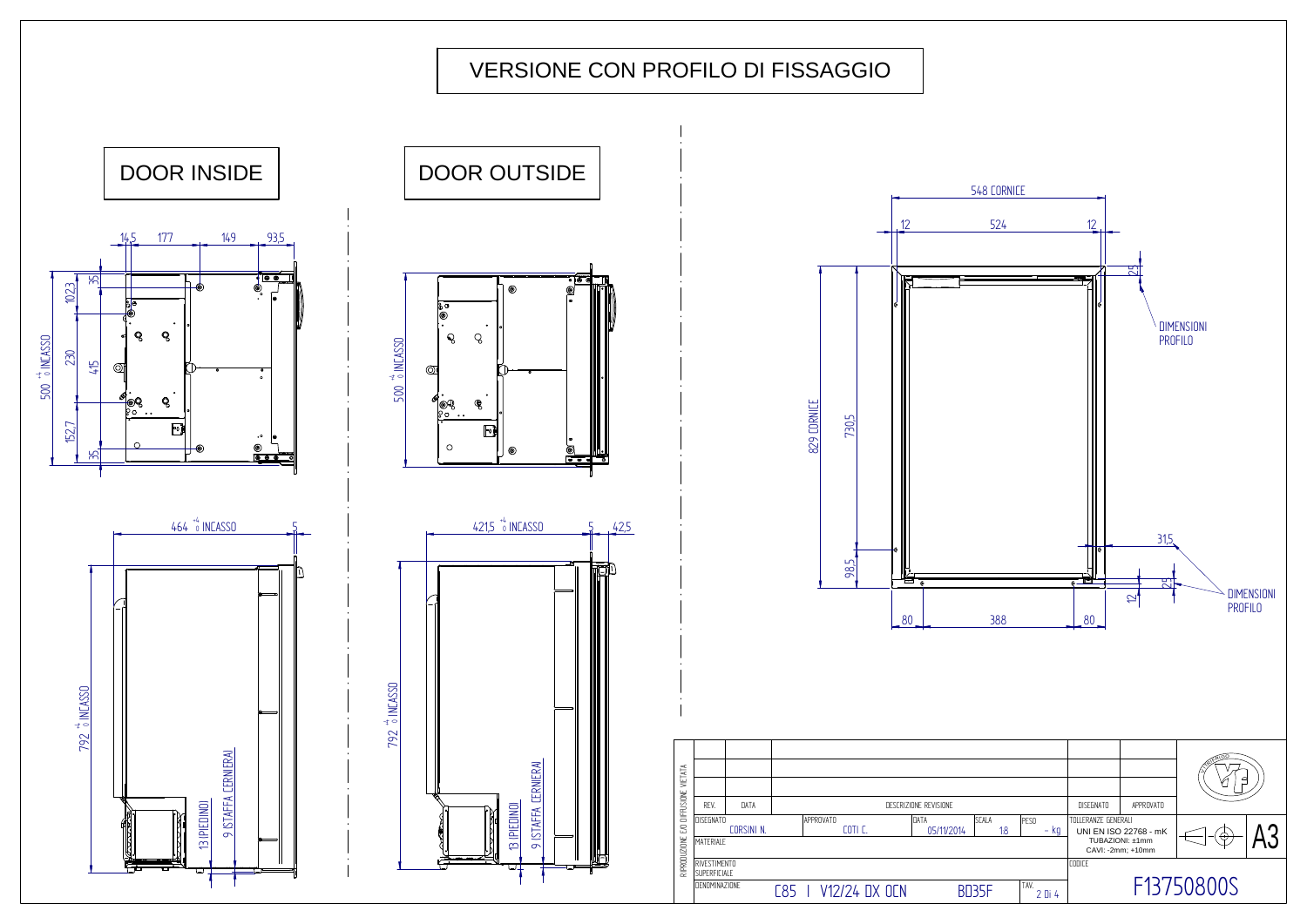# VERSIONE CON PROFILO DI FISSAGGIO

## DOOR INSIDE

14,5
177
149
93,5
35
102,3
230
415
152,7
35
500 $^{+4}_{0}$ INCASSO

464 $^{+4}_{0}$ INCASSO
5
792 $^{+4}_{0}$ INCASSO
13 (PIEDINO)
9 (STAFFA CERNIERA)

## DOOR OUTSIDE

500 $^{+4}_{0}$ INCASSO

421,5 $^{+4}_{0}$ INCASSO
5
42,5
792 $^{+4}_{0}$ INCASSO
13 (PIEDINO)
9 (STAFFA CERNIERA)

548 CORNICE
12
524
12
25
DIMENSIONI PROFILO
829 CORNICE
730,5
98,5
31,5
25
12
DIMENSIONI PROFILO
80
388
80

RIPRODUZIONE E/O DIFFUSIONE VIETATA

| REV. | DATA | DESCRIZIONE REVISIONE | DISEGNATO | APPROVATO |
|---|---|---|---|---|

| | | | | |
|---|---|---|---|---|
| DISEGNATO: CORSINI N. | APPROVATO: COTI C. | DATA: 05/11/2014 | SCALA: 1:8 | PESO: - kg |
| MATERIALE | | | | |
| RIVESTIMENTO SUPERFICIALE | | | | |
| DENOMINAZIONE: C85 I V12/24 DX OCN | | BD35F | TAV. 2 DI 4 | |

TOLLERANZE GENERALI
UNI EN ISO 22768 - mK
TUBAZIONI: ±1mm
CAVI: -2mm; +10mm

A3

CODICE
F13750800S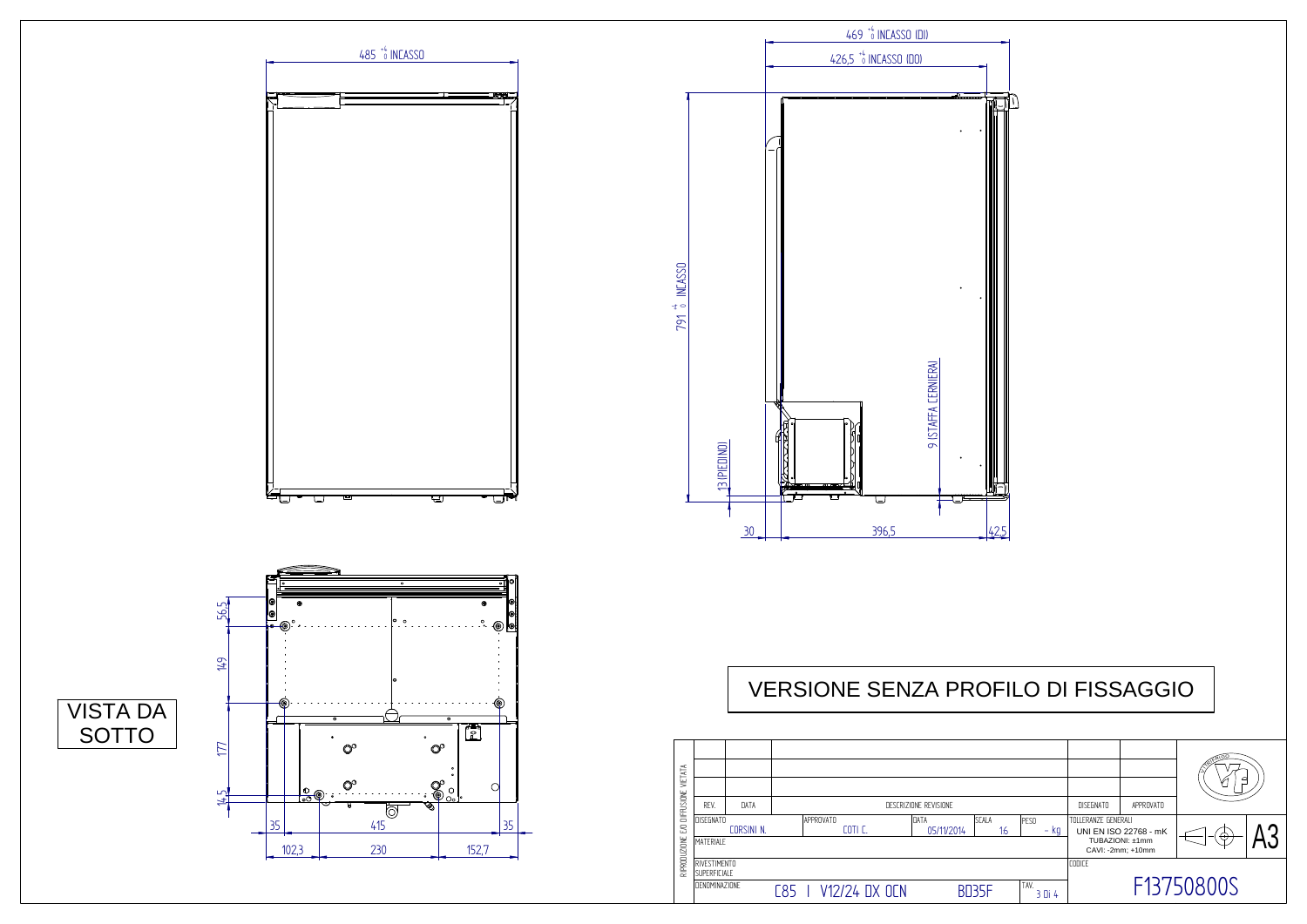485 $^{+4}_{0}$ INCASSO

469 $^{+4}_{0}$ INCASSO (DI)

426,5 $^{+4}_{0}$ INCASSO (DO)

791 $^{+4}_{0}$ INCASSO

9 (STAFFA CERNIERA)

13 (PIEDINO)

30

396,5

42,5

VISTA DA SOTTO

56,5

149

177

14,5

35

415

35

102,3

230

152,7

# VERSIONE SENZA PROFILO DI FISSAGGIO

| REV. | DATA | DESCRIZIONE REVISIONE | DISEGNATO | APPROVATO |
|---|---|---|---|---|
| | | | | |
| | | | | |
| | | | | |

RIPRODUZIONE E/O DIFFUSIONE VIETATA

| DISEGNATO | APPROVATO | DATA | SCALA | PESO |
|---|---|---|---|---|
| CORSINI N. | COTI C. | 05/11/2014 | 1:6 | ~ kg |

MATERIALE

RIVESTIMENTO SUPERFICIALE

DENOMINAZIONE: C85 I V12/24 DX OCN BD35F

TAV. 3 Di 4

TOLLERANZE GENERALI
UNI EN ISO 22768 - mK
TUBAZIONI: ±1mm
CAVI: -2mm; +10mm

A3

CODICE: F13750800S